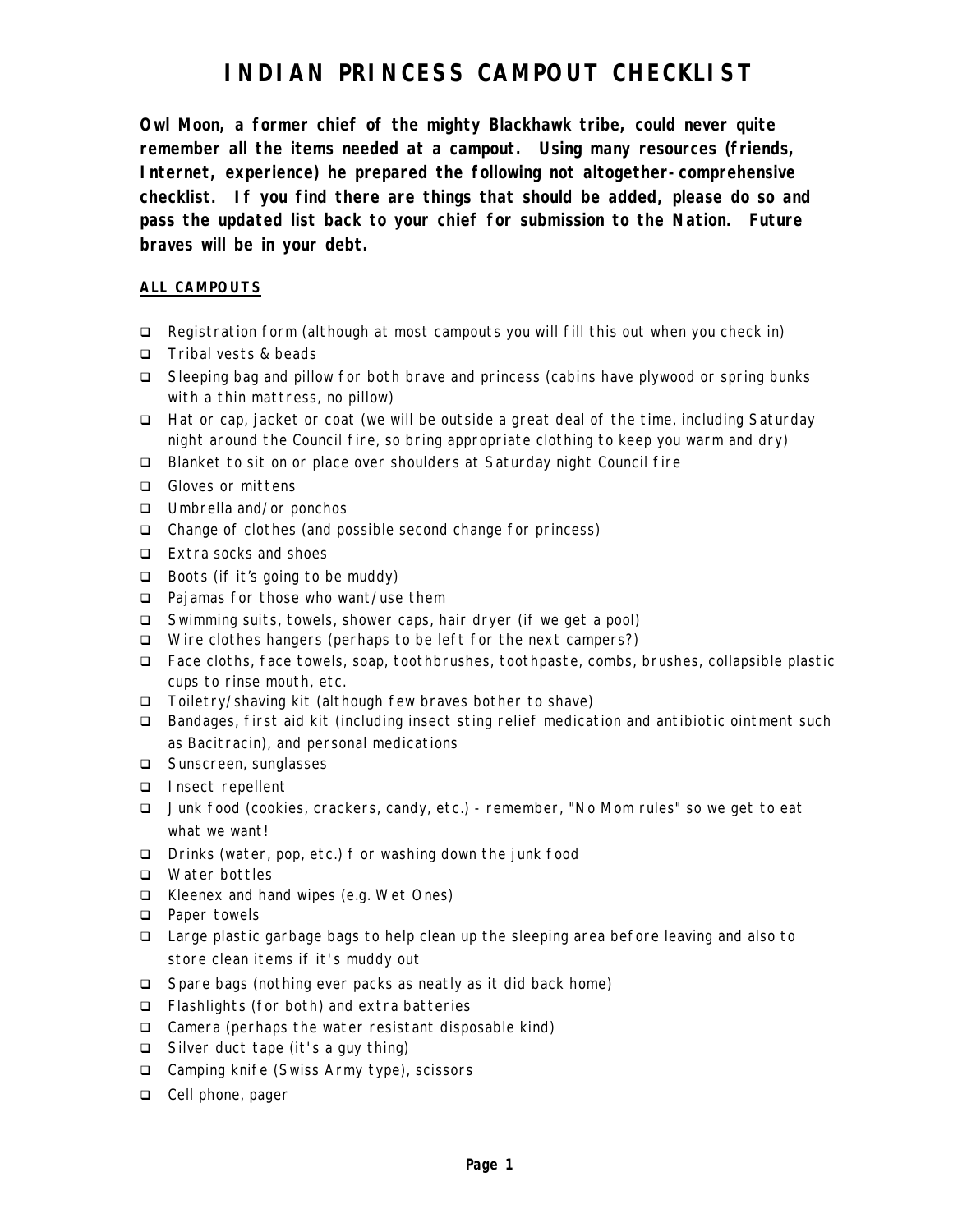# INDIAN PRINCESS CAMPOUT CHECKLIST

**Owl Moon, a former chief of the mighty Blackhawk tribe, could never quite remember all the items needed at a campout. Using many resources (friends, Internet, experience) he prepared the following not altogether-comprehensive checklist. If you find there are things that should be added, please do so and pass the updated list back to your chief for submission to the Nation. Future braves will be in your debt.**

## ALL CAMPOUTS

- ❑ Registration form (although at most campouts you will fill this out when you check in)
- ❑ Tribal vests & beads
- ❑ Sleeping bag and pillow for both brave and princess (cabins have plywood or spring bunks with a thin mattress, no pillow)
- ❑ Hat or cap, jacket or coat (we will be outside a great deal of the time, including Saturday night around the Council fire, so bring appropriate clothing to keep you warm and dry)
- ❑ Blanket to sit on or place over shoulders at Saturday night Council fire
- ❑ Gloves or mittens
- ❑ Umbrella and/or ponchos
- ❑ Change of clothes (and possible second change for princess)
- ❑ Extra socks and shoes
- ❑ Boots (if it's going to be muddy)
- ❑ Pajamas for those who want/use them
- ❑ Swimming suits, towels, shower caps, hair dryer (if we get a pool)
- ❑ Wire clothes hangers (perhaps to be left for the next campers?)
- ❑ Face cloths, face towels, soap, toothbrushes, toothpaste, combs, brushes, collapsible plastic cups to rinse mouth, etc.
- ❑ Toiletry/shaving kit (although few braves bother to shave)
- ❑ Bandages, first aid kit (including insect sting relief medication and antibiotic ointment such as Bacitracin), and personal medications
- ❑ Sunscreen, sunglasses
- ❑ Insect repellent
- ❑ Junk food (cookies, crackers, candy, etc.) - remember, "No Mom rules" so we get to eat what we want!
- ❑ Drinks (water, pop, etc.) for washing down the junk food
- ❑ Water bottles
- ❑ Kleenex and hand wipes (e.g. Wet Ones)
- ❑ Paper towels
- ❑ Large plastic garbage bags to help clean up the sleeping area before leaving and also to store clean items if it's muddy out
- ❑ Spare bags (nothing ever packs as neatly as it did back home)
- ❑ Flashlights (for both) and extra batteries
- ❑ Camera (perhaps the water resistant disposable kind)
- ❑ Silver duct tape (it's a guy thing)
- ❑ Camping knife (Swiss Army type), scissors
- ❑ Cell phone, pager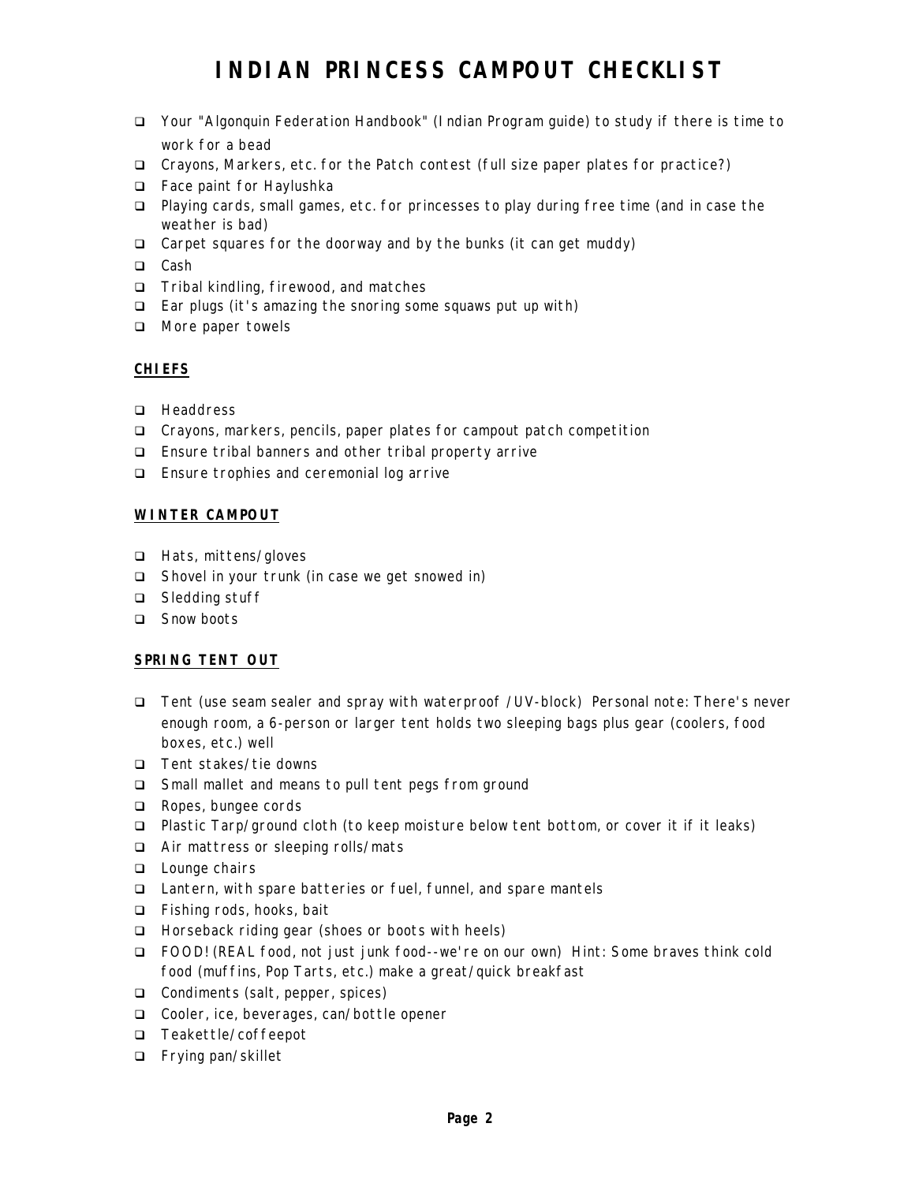# INDIAN PRINCESS CAMPOUT CHECKLIST

- ❑ Your "Algonquin Federation Handbook" (Indian Program guide) to study if there is time to work for a bead
- ❑ Crayons, Markers, etc. for the Patch contest (full size paper plates for practice?)
- ❑ Face paint for Haylushka
- ❑ Playing cards, small games, etc. for princesses to play during free time (and in case the weather is bad)
- ❑ Carpet squares for the doorway and by the bunks (it can get muddy)
- ❑ Cash
- ❑ Tribal kindling, firewood, and matches
- ❑ Ear plugs (it's amazing the snoring some squaws put up with)
- ❑ More paper towels

**CHIEFS**

- ❑ Headdress
- ❑ Crayons, markers, pencils, paper plates for campout patch competition
- ❑ Ensure tribal banners and other tribal property arrive
- ❑ Ensure trophies and ceremonial log arrive

**WINTER CAMPOUT**

- ❑ Hats, mittens/gloves
- ❑ Shovel in your trunk (in case we get snowed in)
- ❑ Sledding stuff
- ❑ Snow boots

**SPRING TENT OUT**

- ❑ Tent (use seam sealer and spray with waterproof /UV-block) Personal note: There's never enough room, a 6-person or larger tent holds two sleeping bags plus gear (coolers, food boxes, etc.) well
- ❑ Tent stakes/tie downs
- ❑ Small mallet and means to pull tent pegs from ground
- ❑ Ropes, bungee cords
- ❑ Plastic Tarp/ground cloth (to keep moisture below tent bottom, or cover it if it leaks)
- ❑ Air mattress or sleeping rolls/mats
- ❑ Lounge chairs
- ❑ Lantern, with spare batteries or fuel, funnel, and spare mantels
- ❑ Fishing rods, hooks, bait
- ❑ Horseback riding gear (shoes or boots with heels)
- ❑ FOOD! (REAL food, not just junk food--we're on our own) Hint: Some braves think cold food (muffins, Pop Tarts, etc.) make a great/quick breakfast
- ❑ Condiments (salt, pepper, spices)
- ❑ Cooler, ice, beverages, can/bottle opener
- ❑ Teakettle/coffeepot
- ❑ Frying pan/skillet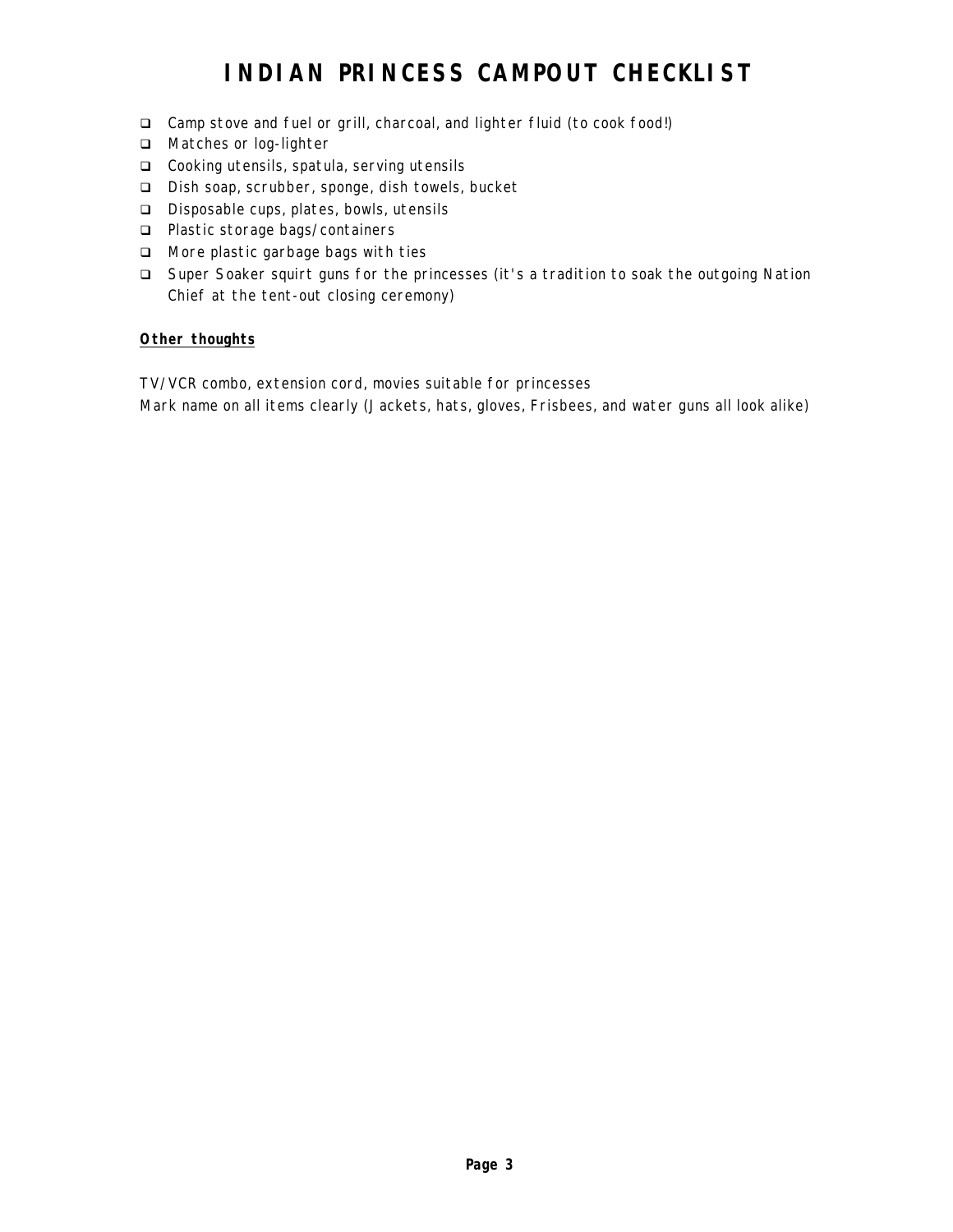# INDIAN PRINCESS CAMPOUT CHECKLIST

- ❑ Camp stove and fuel or grill, charcoal, and lighter fluid (to cook food!)
- ❑ Matches or log-lighter
- ❑ Cooking utensils, spatula, serving utensils
- ❑ Dish soap, scrubber, sponge, dish towels, bucket
- ❑ Disposable cups, plates, bowls, utensils
- ❑ Plastic storage bags/containers
- ❑ More plastic garbage bags with ties
- ❑ Super Soaker squirt guns for the princesses (it's a tradition to soak the outgoing Nation Chief at the tent-out closing ceremony)

**Other thoughts**

TV/VCR combo, extension cord, movies suitable for princesses

Mark name on all items clearly (Jackets, hats, gloves, Frisbees, and water guns all look alike)